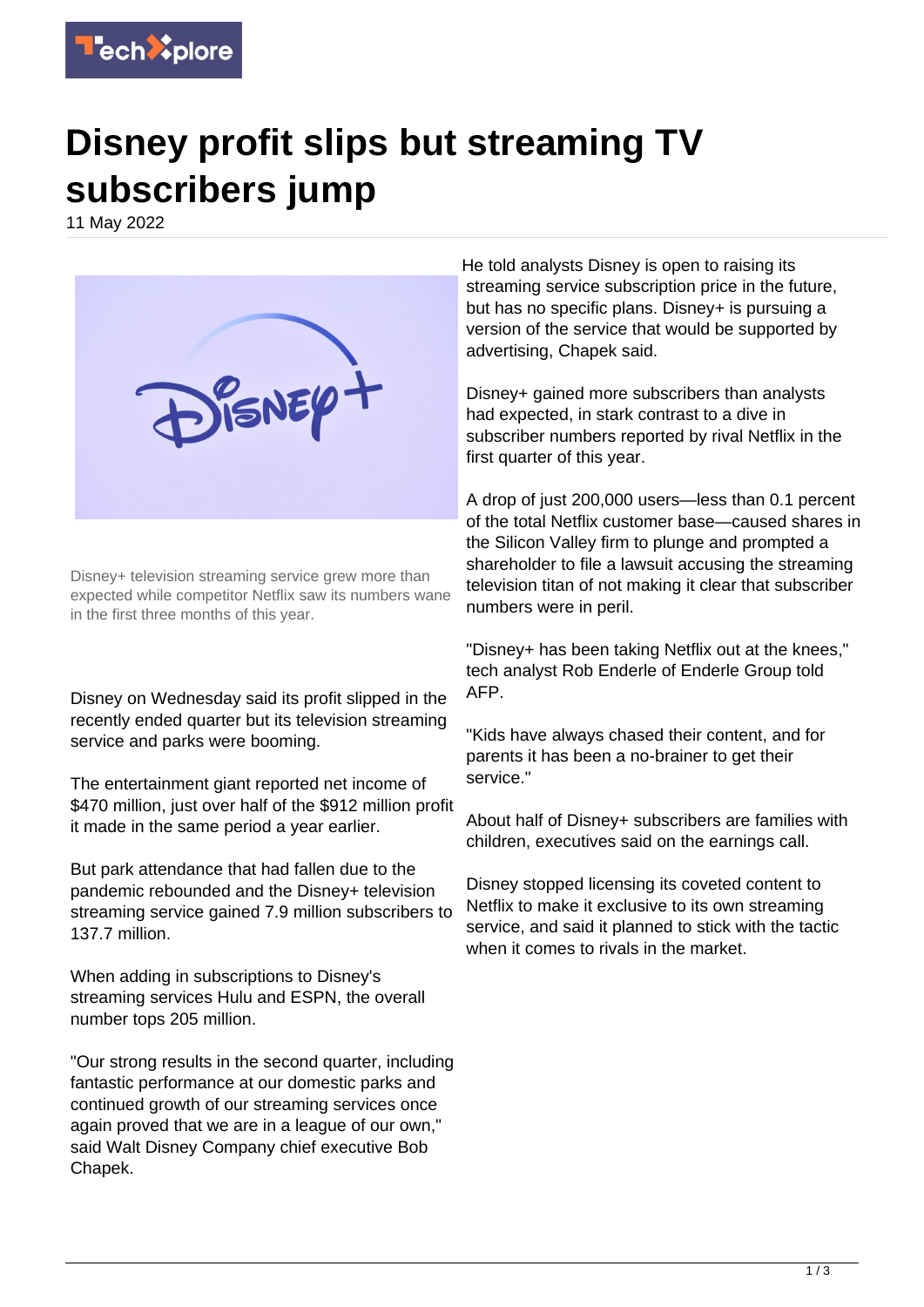# Disney profit slips but streaming TV subscribers jump

11 May 2022

Disney+ television streaming service grew more than expected while competitor Netflix saw its numbers wane in the first three months of this year.

Disney on Wednesday said its profit slipped in the recently ended quarter but its television streaming service and parks were booming.

The entertainment giant reported net income of $470 million, just over half of the $912 million profit it made in the same period a year earlier.

But park attendance that had fallen due to the pandemic rebounded and the Disney+ television streaming service gained 7.9 million subscribers to 137.7 million.

When adding in subscriptions to Disney's streaming services Hulu and ESPN, the overall number tops 205 million.

"Our strong results in the second quarter, including fantastic performance at our domestic parks and continued growth of our streaming services once again proved that we are in a league of our own," said Walt Disney Company chief executive Bob Chapek.

He told analysts Disney is open to raising its streaming service subscription price in the future, but has no specific plans. Disney+ is pursuing a version of the service that would be supported by advertising, Chapek said.

Disney+ gained more subscribers than analysts had expected, in stark contrast to a dive in subscriber numbers reported by rival Netflix in the first quarter of this year.

A drop of just 200,000 users—less than 0.1 percent of the total Netflix customer base—caused shares in the Silicon Valley firm to plunge and prompted a shareholder to file a lawsuit accusing the streaming television titan of not making it clear that subscriber numbers were in peril.

"Disney+ has been taking Netflix out at the knees," tech analyst Rob Enderle of Enderle Group told AFP.

"Kids have always chased their content, and for parents it has been a no-brainer to get their service."

About half of Disney+ subscribers are families with children, executives said on the earnings call.

Disney stopped licensing its coveted content to Netflix to make it exclusive to its own streaming service, and said it planned to stick with the tactic when it comes to rivals in the market.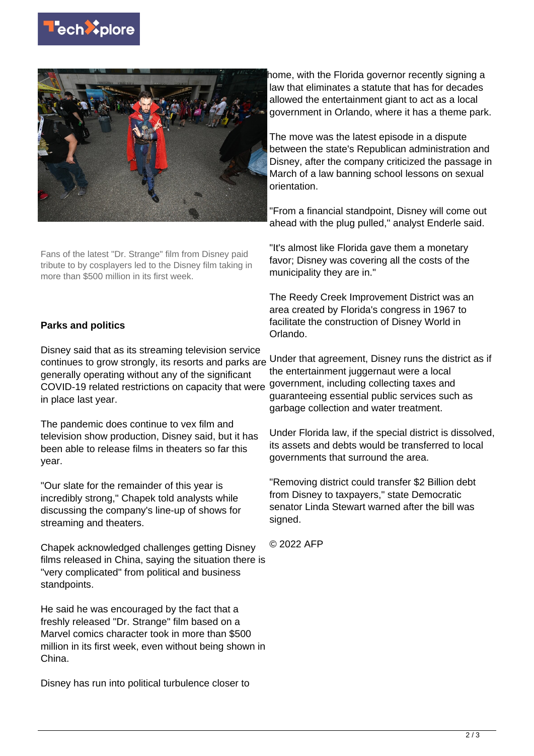Fans of the latest "Dr. Strange" film from Disney paid tribute to by cosplayers led to the Disney film taking in more than $500 million in its first week.

**Parks and politics**

Disney said that as its streaming television service continues to grow strongly, its resorts and parks are generally operating without any of the significant COVID-19 related restrictions on capacity that were in place last year.

The pandemic does continue to vex film and television show production, Disney said, but it has been able to release films in theaters so far this year.

"Our slate for the remainder of this year is incredibly strong," Chapek told analysts while discussing the company's line-up of shows for streaming and theaters.

Chapek acknowledged challenges getting Disney films released in China, saying the situation there is "very complicated" from political and business standpoints.

He said he was encouraged by the fact that a freshly released "Dr. Strange" film based on a Marvel comics character took in more than $500 million in its first week, even without being shown in China.

Disney has run into political turbulence closer to home, with the Florida governor recently signing a law that eliminates a statute that has for decades allowed the entertainment giant to act as a local government in Orlando, where it has a theme park.

The move was the latest episode in a dispute between the state's Republican administration and Disney, after the company criticized the passage in March of a law banning school lessons on sexual orientation.

"From a financial standpoint, Disney will come out ahead with the plug pulled," analyst Enderle said.

"It's almost like Florida gave them a monetary favor; Disney was covering all the costs of the municipality they are in."

The Reedy Creek Improvement District was an area created by Florida's congress in 1967 to facilitate the construction of Disney World in Orlando.

Under that agreement, Disney runs the district as if the entertainment juggernaut were a local government, including collecting taxes and guaranteeing essential public services such as garbage collection and water treatment.

Under Florida law, if the special district is dissolved, its assets and debts would be transferred to local governments that surround the area.

"Removing district could transfer $2 Billion debt from Disney to taxpayers," state Democratic senator Linda Stewart warned after the bill was signed.

© 2022 AFP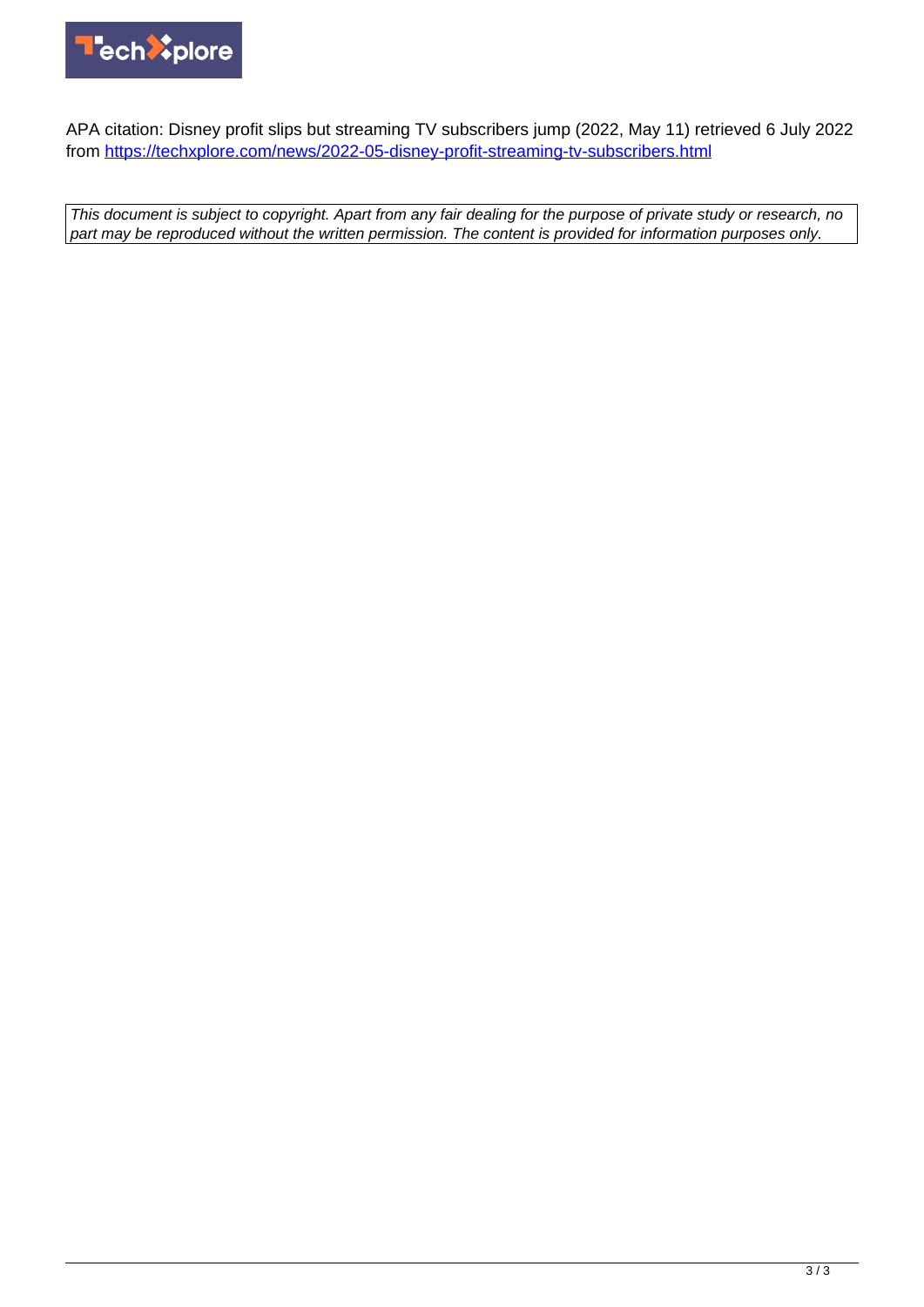APA citation: Disney profit slips but streaming TV subscribers jump (2022, May 11) retrieved 6 July 2022 from https://techxplore.com/news/2022-05-disney-profit-streaming-tv-subscribers.html

*This document is subject to copyright. Apart from any fair dealing for the purpose of private study or research, no part may be reproduced without the written permission. The content is provided for information purposes only.*